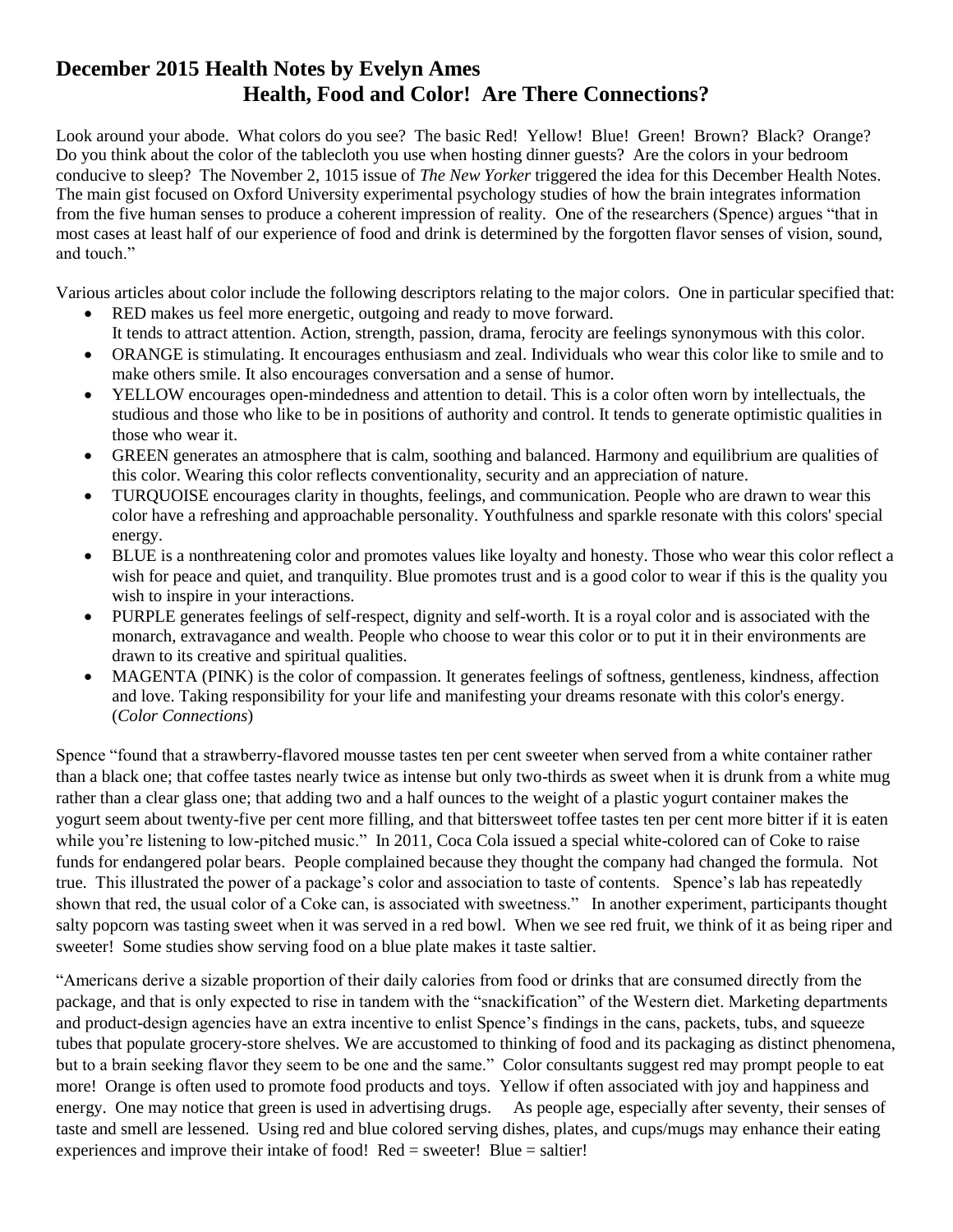# December 2015 Health Notes by Evelyn Ames

## Health, Food and Color! Are There Connections?

Look around your abode. What colors do you see? The basic Red! Yellow! Blue! Green! Brown? Black? Orange? Do you think about the color of the tablecloth you use when hosting dinner guests? Are the colors in your bedroom conducive to sleep? The November 2, 1015 issue of *The New Yorker* triggered the idea for this December Health Notes. The main gist focused on Oxford University experimental psychology studies of how the brain integrates information from the five human senses to produce a coherent impression of reality. One of the researchers (Spence) argues "that in most cases at least half of our experience of food and drink is determined by the forgotten flavor senses of vision, sound, and touch."

Various articles about color include the following descriptors relating to the major colors. One in particular specified that:

- RED makes us feel more energetic, outgoing and ready to move forward. It tends to attract attention. Action, strength, passion, drama, ferocity are feelings synonymous with this color.
- ORANGE is stimulating. It encourages enthusiasm and zeal. Individuals who wear this color like to smile and to make others smile. It also encourages conversation and a sense of humor.
- YELLOW encourages open-mindedness and attention to detail. This is a color often worn by intellectuals, the studious and those who like to be in positions of authority and control. It tends to generate optimistic qualities in those who wear it.
- GREEN generates an atmosphere that is calm, soothing and balanced. Harmony and equilibrium are qualities of this color. Wearing this color reflects conventionality, security and an appreciation of nature.
- TURQUOISE encourages clarity in thoughts, feelings, and communication. People who are drawn to wear this color have a refreshing and approachable personality. Youthfulness and sparkle resonate with this colors' special energy.
- BLUE is a nonthreatening color and promotes values like loyalty and honesty. Those who wear this color reflect a wish for peace and quiet, and tranquility. Blue promotes trust and is a good color to wear if this is the quality you wish to inspire in your interactions.
- PURPLE generates feelings of self-respect, dignity and self-worth. It is a royal color and is associated with the monarch, extravagance and wealth. People who choose to wear this color or to put it in their environments are drawn to its creative and spiritual qualities.
- MAGENTA (PINK) is the color of compassion. It generates feelings of softness, gentleness, kindness, affection and love. Taking responsibility for your life and manifesting your dreams resonate with this color's energy. (*Color Connections*)

Spence "found that a strawberry-flavored mousse tastes ten per cent sweeter when served from a white container rather than a black one; that coffee tastes nearly twice as intense but only two-thirds as sweet when it is drunk from a white mug rather than a clear glass one; that adding two and a half ounces to the weight of a plastic yogurt container makes the yogurt seem about twenty-five per cent more filling, and that bittersweet toffee tastes ten per cent more bitter if it is eaten while you're listening to low-pitched music." In 2011, Coca Cola issued a special white-colored can of Coke to raise funds for endangered polar bears. People complained because they thought the company had changed the formula. Not true. This illustrated the power of a package's color and association to taste of contents. Spence's lab has repeatedly shown that red, the usual color of a Coke can, is associated with sweetness." In another experiment, participants thought salty popcorn was tasting sweet when it was served in a red bowl. When we see red fruit, we think of it as being riper and sweeter! Some studies show serving food on a blue plate makes it taste saltier.

"Americans derive a sizable proportion of their daily calories from food or drinks that are consumed directly from the package, and that is only expected to rise in tandem with the "snackification" of the Western diet. Marketing departments and product-design agencies have an extra incentive to enlist Spence's findings in the cans, packets, tubs, and squeeze tubes that populate grocery-store shelves. We are accustomed to thinking of food and its packaging as distinct phenomena, but to a brain seeking flavor they seem to be one and the same." Color consultants suggest red may prompt people to eat more! Orange is often used to promote food products and toys. Yellow if often associated with joy and happiness and energy. One may notice that green is used in advertising drugs. As people age, especially after seventy, their senses of taste and smell are lessened. Using red and blue colored serving dishes, plates, and cups/mugs may enhance their eating experiences and improve their intake of food! Red = sweeter! Blue = saltier!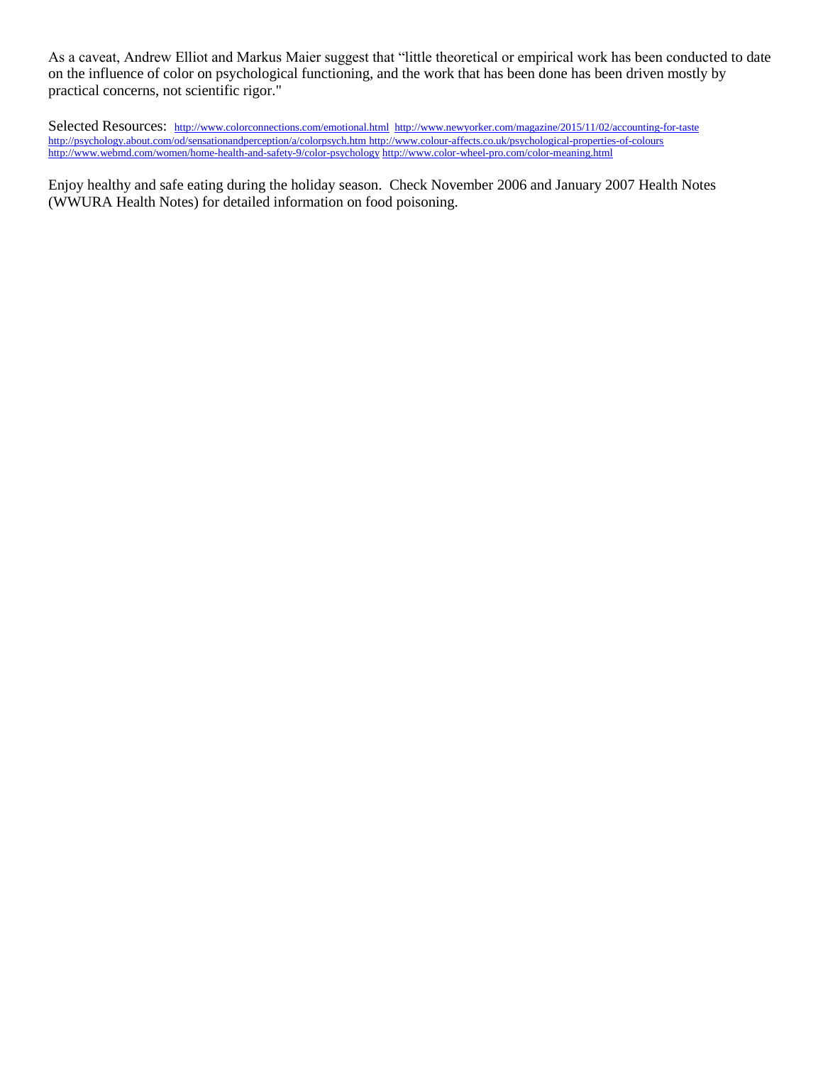As a caveat, Andrew Elliot and Markus Maier suggest that "little theoretical or empirical work has been conducted to date on the influence of color on psychological functioning, and the work that has been done has been driven mostly by practical concerns, not scientific rigor."

Selected Resources: http://www.colorconnections.com/emotional.html http://www.newyorker.com/magazine/2015/11/02/accounting-for-taste http://psychology.about.com/od/sensationandperception/a/colorpsych.htm http://www.colour-affects.co.uk/psychological-properties-of-colours http://www.webmd.com/women/home-health-and-safety-9/color-psychology http://www.color-wheel-pro.com/color-meaning.html

Enjoy healthy and safe eating during the holiday season. Check November 2006 and January 2007 Health Notes (WWURA Health Notes) for detailed information on food poisoning.